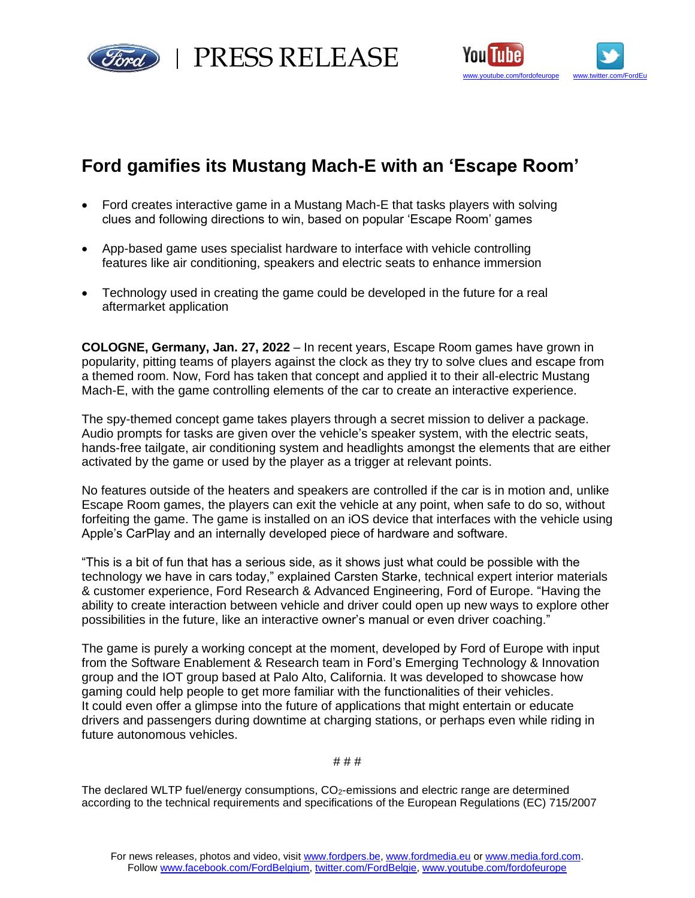PRESS RELEASE

www.youtube.com/fordofeurope www.twitter.com/FordEu

# Ford gamifies its Mustang Mach-E with an 'Escape Room'

- Ford creates interactive game in a Mustang Mach-E that tasks players with solving clues and following directions to win, based on popular 'Escape Room' games
- App-based game uses specialist hardware to interface with vehicle controlling features like air conditioning, speakers and electric seats to enhance immersion
- Technology used in creating the game could be developed in the future for a real aftermarket application

**COLOGNE, Germany, Jan. 27, 2022** – In recent years, Escape Room games have grown in popularity, pitting teams of players against the clock as they try to solve clues and escape from a themed room. Now, Ford has taken that concept and applied it to their all-electric Mustang Mach-E, with the game controlling elements of the car to create an interactive experience.

The spy-themed concept game takes players through a secret mission to deliver a package. Audio prompts for tasks are given over the vehicle's speaker system, with the electric seats, hands-free tailgate, air conditioning system and headlights amongst the elements that are either activated by the game or used by the player as a trigger at relevant points.

No features outside of the heaters and speakers are controlled if the car is in motion and, unlike Escape Room games, the players can exit the vehicle at any point, when safe to do so, without forfeiting the game. The game is installed on an iOS device that interfaces with the vehicle using Apple's CarPlay and an internally developed piece of hardware and software.

"This is a bit of fun that has a serious side, as it shows just what could be possible with the technology we have in cars today," explained Carsten Starke, technical expert interior materials & customer experience, Ford Research & Advanced Engineering, Ford of Europe. "Having the ability to create interaction between vehicle and driver could open up new ways to explore other possibilities in the future, like an interactive owner's manual or even driver coaching."

The game is purely a working concept at the moment, developed by Ford of Europe with input from the Software Enablement & Research team in Ford's Emerging Technology & Innovation group and the IOT group based at Palo Alto, California. It was developed to showcase how gaming could help people to get more familiar with the functionalities of their vehicles. It could even offer a glimpse into the future of applications that might entertain or educate drivers and passengers during downtime at charging stations, or perhaps even while riding in future autonomous vehicles.

# # #

The declared WLTP fuel/energy consumptions, $CO_2$-emissions and electric range are determined according to the technical requirements and specifications of the European Regulations (EC) 715/2007

For news releases, photos and video, visit www.fordpers.be, www.fordmedia.eu or www.media.ford.com.
Follow www.facebook.com/FordBelgium, twitter.com/FordBelgie, www.youtube.com/fordofeurope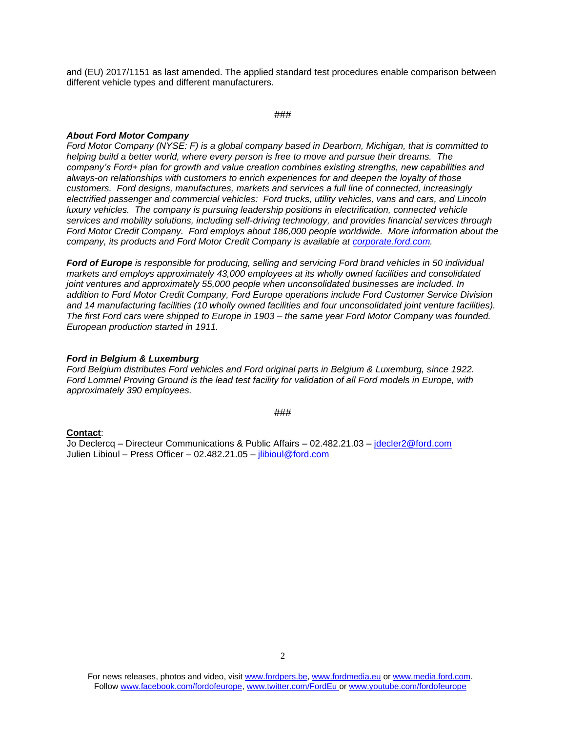and (EU) 2017/1151 as last amended. The applied standard test procedures enable comparison between different vehicle types and different manufacturers.

###

***About Ford Motor Company***
*Ford Motor Company (NYSE: F) is a global company based in Dearborn, Michigan, that is committed to helping build a better world, where every person is free to move and pursue their dreams. The company's Ford+ plan for growth and value creation combines existing strengths, new capabilities and always-on relationships with customers to enrich experiences for and deepen the loyalty of those customers. Ford designs, manufactures, markets and services a full line of connected, increasingly electrified passenger and commercial vehicles: Ford trucks, utility vehicles, vans and cars, and Lincoln luxury vehicles. The company is pursuing leadership positions in electrification, connected vehicle services and mobility solutions, including self-driving technology, and provides financial services through Ford Motor Credit Company. Ford employs about 186,000 people worldwide. More information about the company, its products and Ford Motor Credit Company is available at [corporate.ford.com](corporate.ford.com).*

***Ford of Europe*** *is responsible for producing, selling and servicing Ford brand vehicles in 50 individual markets and employs approximately 43,000 employees at its wholly owned facilities and consolidated joint ventures and approximately 55,000 people when unconsolidated businesses are included. In addition to Ford Motor Credit Company, Ford Europe operations include Ford Customer Service Division and 14 manufacturing facilities (10 wholly owned facilities and four unconsolidated joint venture facilities). The first Ford cars were shipped to Europe in 1903 – the same year Ford Motor Company was founded. European production started in 1911.*

***Ford in Belgium & Luxemburg***
*Ford Belgium distributes Ford vehicles and Ford original parts in Belgium & Luxemburg, since 1922. Ford Lommel Proving Ground is the lead test facility for validation of all Ford models in Europe, with approximately 390 employees.*

###

**Contact**:
Jo Declercq – Directeur Communications & Public Affairs – 02.482.21.03 – jdecler2@ford.com
Julien Libioul – Press Officer – 02.482.21.05 – jlibioul@ford.com

For news releases, photos and video, visit www.fordpers.be, www.fordmedia.eu or www.media.ford.com.
Follow www.facebook.com/fordofeurope, www.twitter.com/FordEu or www.youtube.com/fordofeurope